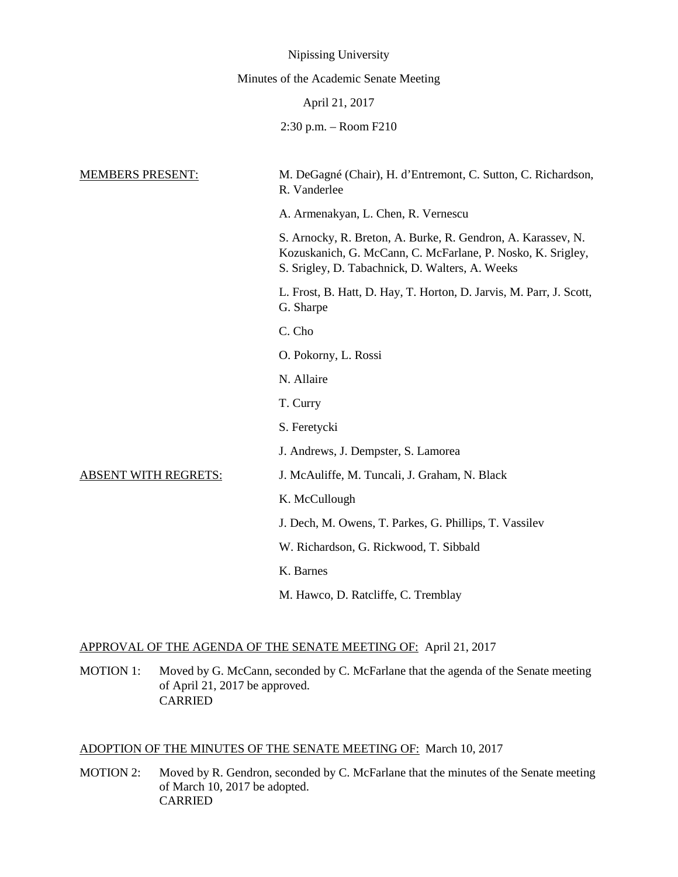Nipissing University

Minutes of the Academic Senate Meeting

April 21, 2017

2:30 p.m. – Room F210

MEMBERS PRESENT:

M. DeGagné (Chair), H. d'Entremont, C. Sutton, C. Richardson, R. Vanderlee

A. Armenakyan, L. Chen, R. Vernescu

S. Arnocky, R. Breton, A. Burke, R. Gendron, A. Karassev, N. Kozuskanich, G. McCann, C. McFarlane, P. Nosko, K. Srigley, S. Srigley, D. Tabachnick, D. Walters, A. Weeks

L. Frost, B. Hatt, D. Hay, T. Horton, D. Jarvis, M. Parr, J. Scott, G. Sharpe

C. Cho

O. Pokorny, L. Rossi

N. Allaire

T. Curry

S. Feretycki

J. Andrews, J. Dempster, S. Lamorea

ABSENT WITH REGRETS:

J. McAuliffe, M. Tuncali, J. Graham, N. Black

K. McCullough

J. Dech, M. Owens, T. Parkes, G. Phillips, T. Vassilev

W. Richardson, G. Rickwood, T. Sibbald

K. Barnes

M. Hawco, D. Ratcliffe, C. Tremblay

APPROVAL OF THE AGENDA OF THE SENATE MEETING OF: April 21, 2017

MOTION 1: Moved by G. McCann, seconded by C. McFarlane that the agenda of the Senate meeting of April 21, 2017 be approved.
CARRIED

ADOPTION OF THE MINUTES OF THE SENATE MEETING OF: March 10, 2017

MOTION 2: Moved by R. Gendron, seconded by C. McFarlane that the minutes of the Senate meeting of March 10, 2017 be adopted.
CARRIED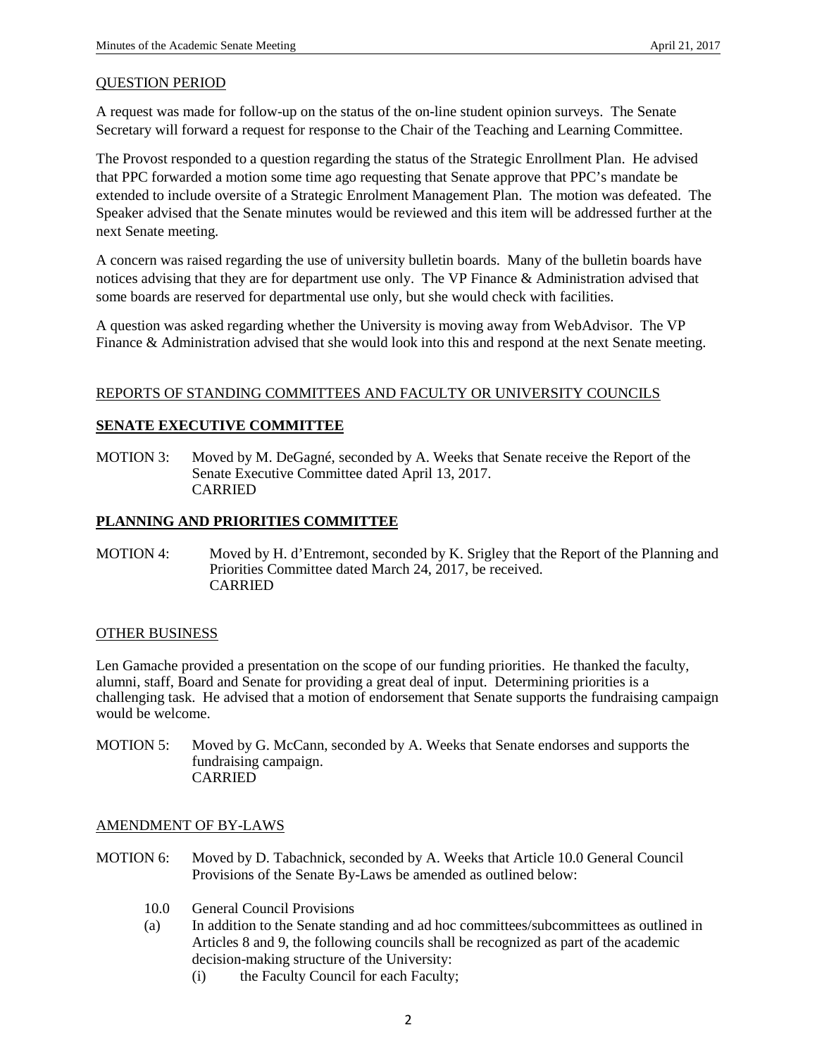QUESTION PERIOD

A request was made for follow-up on the status of the on-line student opinion surveys. The Senate Secretary will forward a request for response to the Chair of the Teaching and Learning Committee.

The Provost responded to a question regarding the status of the Strategic Enrollment Plan. He advised that PPC forwarded a motion some time ago requesting that Senate approve that PPC's mandate be extended to include oversite of a Strategic Enrolment Management Plan. The motion was defeated. The Speaker advised that the Senate minutes would be reviewed and this item will be addressed further at the next Senate meeting.

A concern was raised regarding the use of university bulletin boards. Many of the bulletin boards have notices advising that they are for department use only. The VP Finance & Administration advised that some boards are reserved for departmental use only, but she would check with facilities.

A question was asked regarding whether the University is moving away from WebAdvisor. The VP Finance & Administration advised that she would look into this and respond at the next Senate meeting.

REPORTS OF STANDING COMMITTEES AND FACULTY OR UNIVERSITY COUNCILS

**SENATE EXECUTIVE COMMITTEE**

MOTION 3: Moved by M. DeGagné, seconded by A. Weeks that Senate receive the Report of the Senate Executive Committee dated April 13, 2017.
CARRIED

**PLANNING AND PRIORITIES COMMITTEE**

MOTION 4: Moved by H. d'Entremont, seconded by K. Srigley that the Report of the Planning and Priorities Committee dated March 24, 2017, be received.
CARRIED

OTHER BUSINESS

Len Gamache provided a presentation on the scope of our funding priorities. He thanked the faculty, alumni, staff, Board and Senate for providing a great deal of input. Determining priorities is a challenging task. He advised that a motion of endorsement that Senate supports the fundraising campaign would be welcome.

MOTION 5: Moved by G. McCann, seconded by A. Weeks that Senate endorses and supports the fundraising campaign.
CARRIED

AMENDMENT OF BY-LAWS

MOTION 6: Moved by D. Tabachnick, seconded by A. Weeks that Article 10.0 General Council Provisions of the Senate By-Laws be amended as outlined below:

10.0 General Council Provisions

(a) In addition to the Senate standing and ad hoc committees/subcommittees as outlined in Articles 8 and 9, the following councils shall be recognized as part of the academic decision-making structure of the University:

(i) the Faculty Council for each Faculty;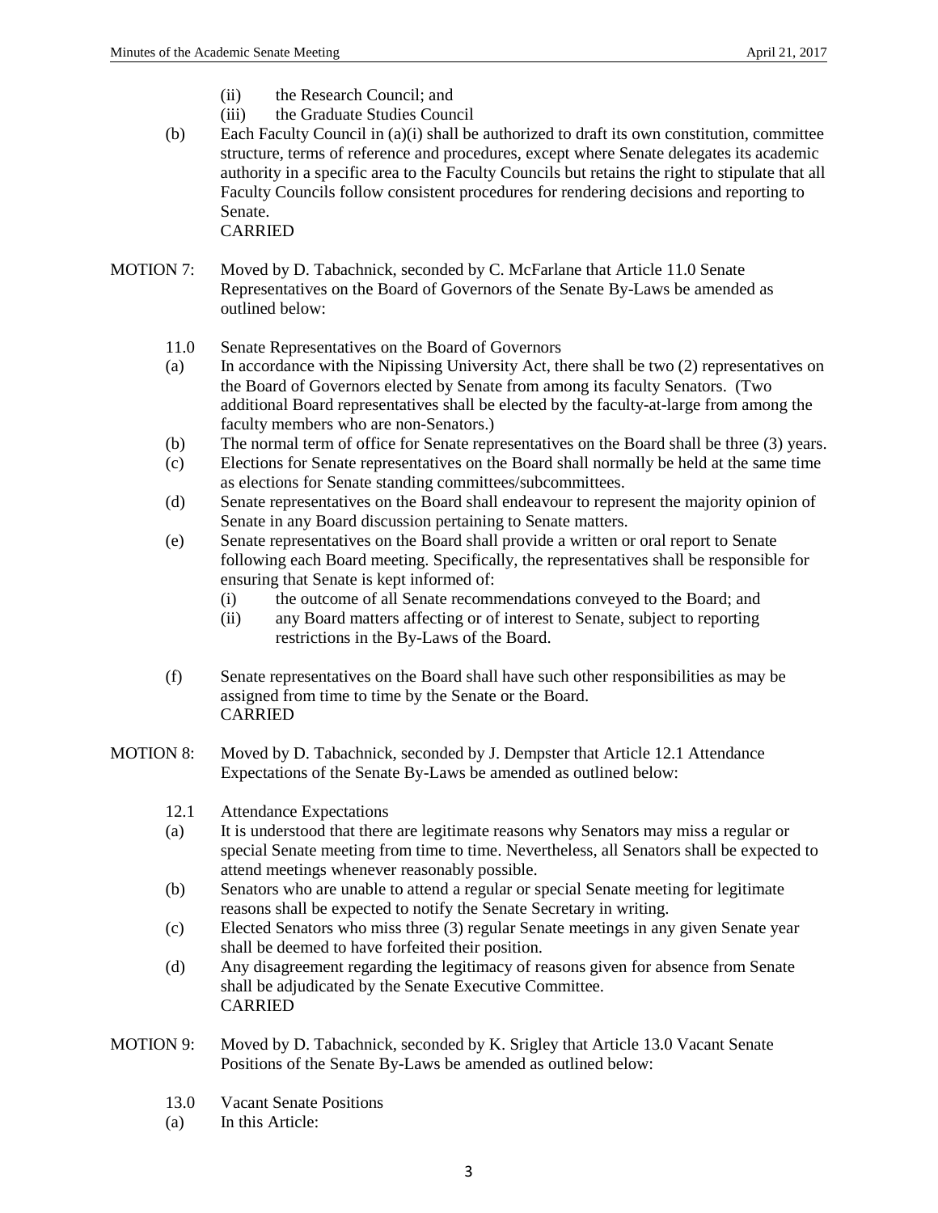(ii) the Research Council; and
(iii) the Graduate Studies Council

(b) Each Faculty Council in (a)(i) shall be authorized to draft its own constitution, committee structure, terms of reference and procedures, except where Senate delegates its academic authority in a specific area to the Faculty Councils but retains the right to stipulate that all Faculty Councils follow consistent procedures for rendering decisions and reporting to Senate.
CARRIED

MOTION 7: Moved by D. Tabachnick, seconded by C. McFarlane that Article 11.0 Senate Representatives on the Board of Governors of the Senate By-Laws be amended as outlined below:

11.0 Senate Representatives on the Board of Governors

(a) In accordance with the Nipissing University Act, there shall be two (2) representatives on the Board of Governors elected by Senate from among its faculty Senators. (Two additional Board representatives shall be elected by the faculty-at-large from among the faculty members who are non-Senators.)

(b) The normal term of office for Senate representatives on the Board shall be three (3) years.

(c) Elections for Senate representatives on the Board shall normally be held at the same time as elections for Senate standing committees/subcommittees.

(d) Senate representatives on the Board shall endeavour to represent the majority opinion of Senate in any Board discussion pertaining to Senate matters.

(e) Senate representatives on the Board shall provide a written or oral report to Senate following each Board meeting. Specifically, the representatives shall be responsible for ensuring that Senate is kept informed of:
   (i) the outcome of all Senate recommendations conveyed to the Board; and
   (ii) any Board matters affecting or of interest to Senate, subject to reporting restrictions in the By-Laws of the Board.

(f) Senate representatives on the Board shall have such other responsibilities as may be assigned from time to time by the Senate or the Board.
CARRIED

MOTION 8: Moved by D. Tabachnick, seconded by J. Dempster that Article 12.1 Attendance Expectations of the Senate By-Laws be amended as outlined below:

12.1 Attendance Expectations

(a) It is understood that there are legitimate reasons why Senators may miss a regular or special Senate meeting from time to time. Nevertheless, all Senators shall be expected to attend meetings whenever reasonably possible.

(b) Senators who are unable to attend a regular or special Senate meeting for legitimate reasons shall be expected to notify the Senate Secretary in writing.

(c) Elected Senators who miss three (3) regular Senate meetings in any given Senate year shall be deemed to have forfeited their position.

(d) Any disagreement regarding the legitimacy of reasons given for absence from Senate shall be adjudicated by the Senate Executive Committee.
CARRIED

MOTION 9: Moved by D. Tabachnick, seconded by K. Srigley that Article 13.0 Vacant Senate Positions of the Senate By-Laws be amended as outlined below:

13.0 Vacant Senate Positions

(a) In this Article: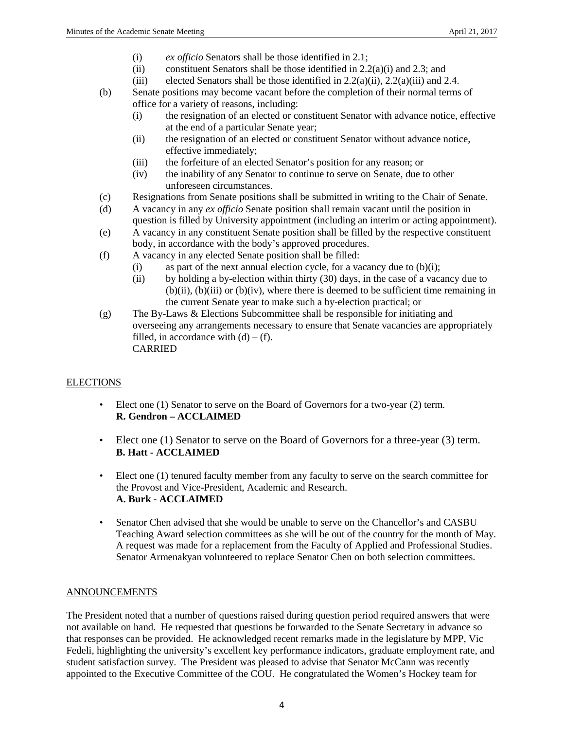- (i) *ex officio* Senators shall be those identified in 2.1;
- (ii) constituent Senators shall be those identified in 2.2(a)(i) and 2.3; and
- (iii) elected Senators shall be those identified in 2.2(a)(ii), 2.2(a)(iii) and 2.4.

(b) Senate positions may become vacant before the completion of their normal terms of office for a variety of reasons, including:

- (i) the resignation of an elected or constituent Senator with advance notice, effective at the end of a particular Senate year;
- (ii) the resignation of an elected or constituent Senator without advance notice, effective immediately;
- (iii) the forfeiture of an elected Senator's position for any reason; or
- (iv) the inability of any Senator to continue to serve on Senate, due to other unforeseen circumstances.

(c) Resignations from Senate positions shall be submitted in writing to the Chair of Senate.

(d) A vacancy in any *ex officio* Senate position shall remain vacant until the position in question is filled by University appointment (including an interim or acting appointment).

(e) A vacancy in any constituent Senate position shall be filled by the respective constituent body, in accordance with the body's approved procedures.

(f) A vacancy in any elected Senate position shall be filled:

- (i) as part of the next annual election cycle, for a vacancy due to (b)(i);
- (ii) by holding a by-election within thirty (30) days, in the case of a vacancy due to (b)(ii), (b)(iii) or (b)(iv), where there is deemed to be sufficient time remaining in the current Senate year to make such a by-election practical; or

(g) The By-Laws & Elections Subcommittee shall be responsible for initiating and overseeing any arrangements necessary to ensure that Senate vacancies are appropriately filled, in accordance with (d) – (f).

CARRIED

## ELECTIONS

- Elect one (1) Senator to serve on the Board of Governors for a two-year (2) term.
  **R. Gendron – ACCLAIMED**

- Elect one (1) Senator to serve on the Board of Governors for a three-year (3) term.
  **B. Hatt - ACCLAIMED**

- Elect one (1) tenured faculty member from any faculty to serve on the search committee for the Provost and Vice-President, Academic and Research.
  **A. Burk - ACCLAIMED**

- Senator Chen advised that she would be unable to serve on the Chancellor's and CASBU Teaching Award selection committees as she will be out of the country for the month of May. A request was made for a replacement from the Faculty of Applied and Professional Studies. Senator Armenakyan volunteered to replace Senator Chen on both selection committees.

## ANNOUNCEMENTS

The President noted that a number of questions raised during question period required answers that were not available on hand. He requested that questions be forwarded to the Senate Secretary in advance so that responses can be provided. He acknowledged recent remarks made in the legislature by MPP, Vic Fedeli, highlighting the university's excellent key performance indicators, graduate employment rate, and student satisfaction survey. The President was pleased to advise that Senator McCann was recently appointed to the Executive Committee of the COU. He congratulated the Women's Hockey team for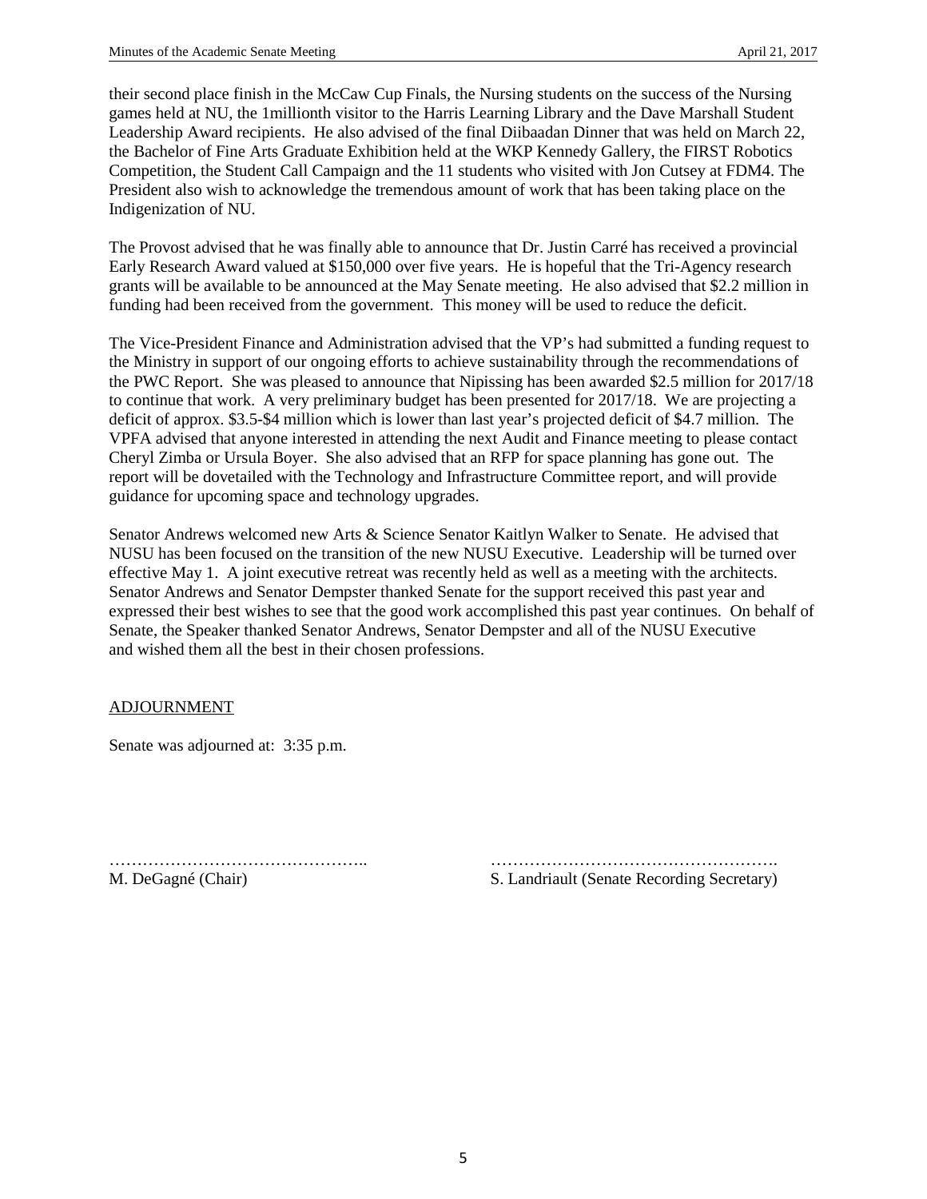their second place finish in the McCaw Cup Finals, the Nursing students on the success of the Nursing games held at NU, the 1millionth visitor to the Harris Learning Library and the Dave Marshall Student Leadership Award recipients. He also advised of the final Diibaadan Dinner that was held on March 22, the Bachelor of Fine Arts Graduate Exhibition held at the WKP Kennedy Gallery, the FIRST Robotics Competition, the Student Call Campaign and the 11 students who visited with Jon Cutsey at FDM4. The President also wish to acknowledge the tremendous amount of work that has been taking place on the Indigenization of NU.

The Provost advised that he was finally able to announce that Dr. Justin Carré has received a provincial Early Research Award valued at $150,000 over five years. He is hopeful that the Tri-Agency research grants will be available to be announced at the May Senate meeting. He also advised that $2.2 million in funding had been received from the government. This money will be used to reduce the deficit.

The Vice-President Finance and Administration advised that the VP's had submitted a funding request to the Ministry in support of our ongoing efforts to achieve sustainability through the recommendations of the PWC Report. She was pleased to announce that Nipissing has been awarded $2.5 million for 2017/18 to continue that work. A very preliminary budget has been presented for 2017/18. We are projecting a deficit of approx. $3.5-$4 million which is lower than last year's projected deficit of $4.7 million. The VPFA advised that anyone interested in attending the next Audit and Finance meeting to please contact Cheryl Zimba or Ursula Boyer. She also advised that an RFP for space planning has gone out. The report will be dovetailed with the Technology and Infrastructure Committee report, and will provide guidance for upcoming space and technology upgrades.

Senator Andrews welcomed new Arts & Science Senator Kaitlyn Walker to Senate. He advised that NUSU has been focused on the transition of the new NUSU Executive. Leadership will be turned over effective May 1. A joint executive retreat was recently held as well as a meeting with the architects. Senator Andrews and Senator Dempster thanked Senate for the support received this past year and expressed their best wishes to see that the good work accomplished this past year continues. On behalf of Senate, the Speaker thanked Senator Andrews, Senator Dempster and all of the NUSU Executive and wished them all the best in their chosen professions.

ADJOURNMENT

Senate was adjourned at: 3:35 p.m.

……………………………………….. ……………………………………………

M. DeGagné (Chair) S. Landriault (Senate Recording Secretary)